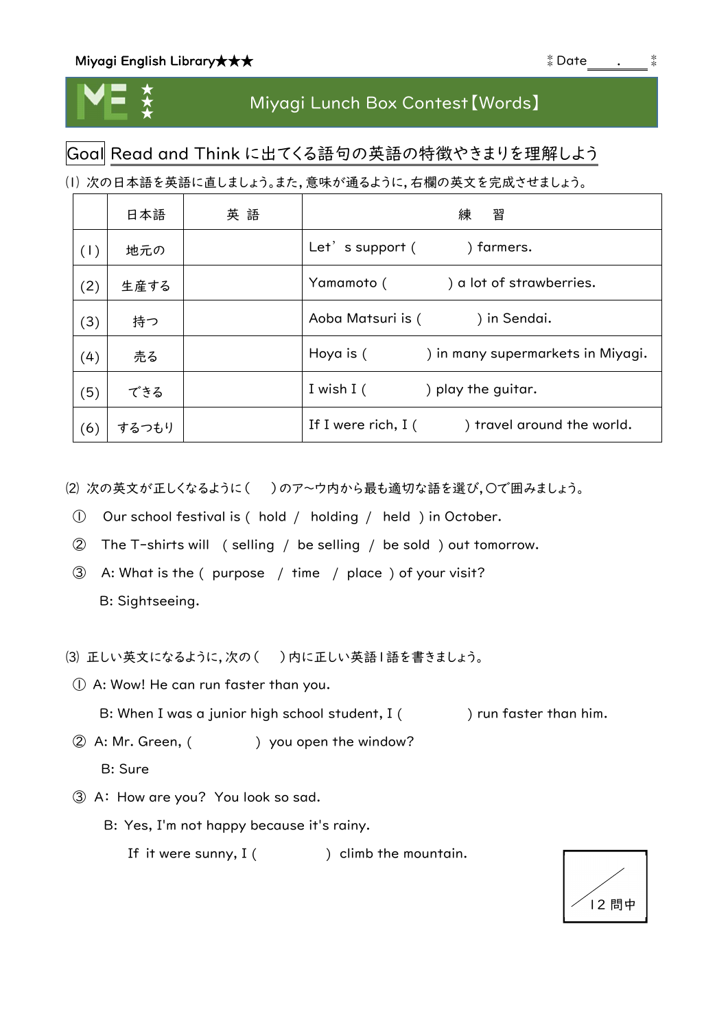Miyagi English Library★★★　　　　　　　　　　　　　　　　　　　　Date\_\_\_\_.\_\_\_\_

# Miyagi Lunch Box Contest【Words】

## Goal Read and Think に出てくる語句の英語の特徴やきまりを理解しよう

⑴ 次の日本語を英語に直しましょう。また，意味が通るように，右欄の英文を完成させましょう。

| | 日本語 | 英 語 | 練　習 |
|---|---|---|---|
| (1) | 地元の | | Let's support (　　　　) farmers. |
| (2) | 生産する | | Yamamoto (　　　　　) a lot of strawberries. |
| (3) | 持つ | | Aoba Matsuri is (　　　　) in Sendai. |
| (4) | 売る | | Hoya is (　　　　) in many supermarkets in Miyagi. |
| (5) | できる | | I wish I (　　　　) play the guitar. |
| (6) | するつもり | | If I were rich, I (　　　　) travel around the world. |

⑵ 次の英文が正しくなるように（　）のア～ウ内から最も適切な語を選び，○で囲みましょう。

① Our school festival is ( hold / holding / held ) in October.

② The T-shirts will ( selling / be selling / be sold ) out tomorrow.

③ A: What is the ( purpose / time / place ) of your visit?
   B: Sightseeing.

⑶ 正しい英文になるように，次の（　）内に正しい英語１語を書きましょう。

① A: Wow! He can run faster than you.
   B: When I was a junior high school student, I (　　　　　) run faster than him.

② A: Mr. Green, (　　　　　) you open the window?
   B: Sure

③ A: How are you? You look so sad.
   B: Yes, I'm not happy because it's rainy.
   If it were sunny, I (　　　　　) climb the mountain.

/ 12 問中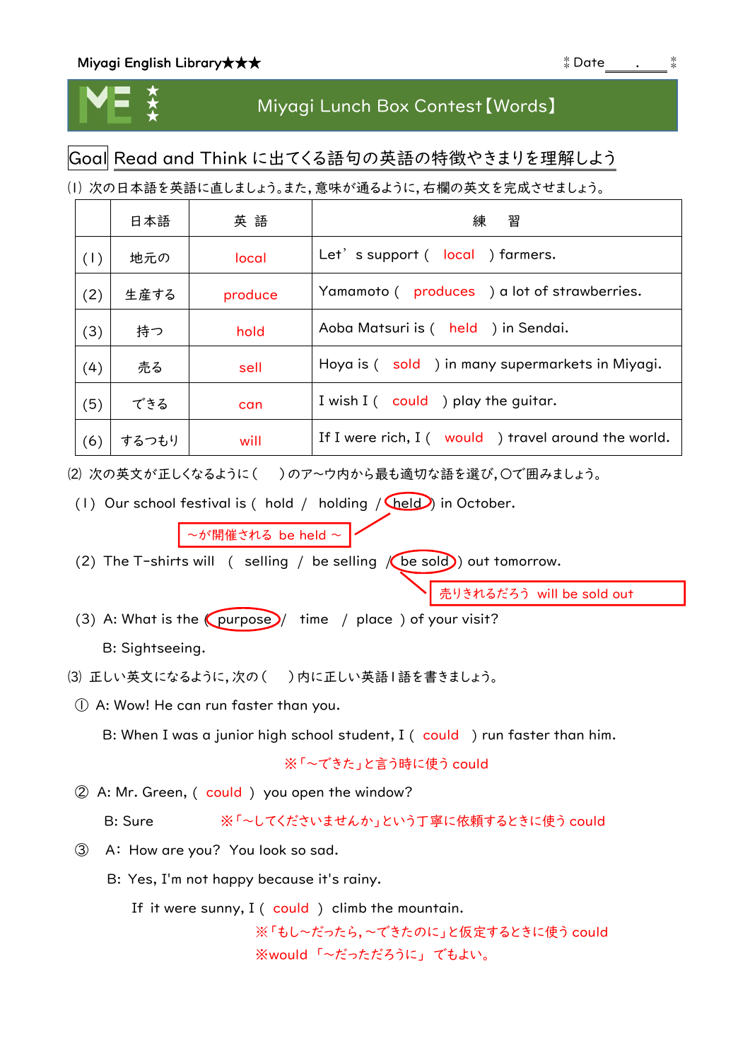Miyagi English Library★★★ ⁑Date＿＿.＿＿⁑

# Miyagi Lunch Box Contest【Words】

## Goal Read and Think に出てくる語句の英語の特徴やきまりを理解しよう

(1) 次の日本語を英語に直しましょう。また，意味が通るように，右欄の英文を完成させましょう。

| | 日本語 | 英 語 | 練　習 |
|---|---|---|---|
| (1) | 地元の | local | Let’s support ( local ) farmers. |
| (2) | 生産する | produce | Yamamoto ( produces ) a lot of strawberries. |
| (3) | 持つ | hold | Aoba Matsuri is ( held ) in Sendai. |
| (4) | 売る | sell | Hoya is ( sold ) in many supermarkets in Miyagi. |
| (5) | できる | can | I wish I ( could ) play the guitar. |
| (6) | するつもり | will | If I were rich, I ( would ) travel around the world. |

(2) 次の英文が正しくなるように（　）のア～ウ内から最も適切な語を選び，〇で囲みましょう。

(1) Our school festival is ( hold / holding / **held** ) in October.

～が開催される be held ～

(2) The T-shirts will ( selling / be selling / **be sold** ) out tomorrow.

売りきれるだろう will be sold out

(3) A: What is the ( **purpose** / time / place ) of your visit?

B: Sightseeing.

(3) 正しい英文になるように，次の（　）内に正しい英語１語を書きましょう。

① A: Wow! He can run faster than you.

B: When I was a junior high school student, I ( could ) run faster than him.

※「～できた」と言う時に使う could

② A: Mr. Green, ( could ) you open the window?

B: Sure ※「～してくださいませんか」という丁寧に依頼するときに使う could

③ A: How are you? You look so sad.

B: Yes, I'm not happy because it's rainy.

If it were sunny, I ( could ) climb the mountain.

※「もし～だったら，～できたのに」と仮定するときに使う could

※would 「～だっただろうに」 でもよい。